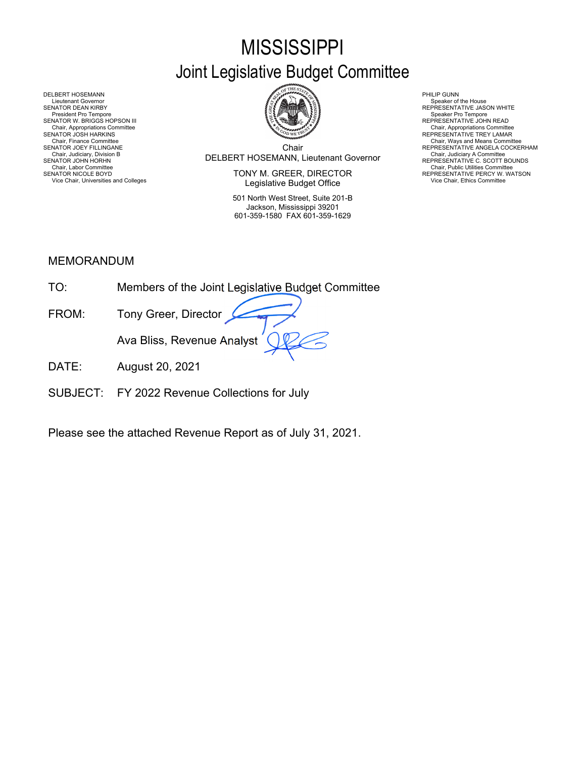# MISSISSIPPI
## Joint Legislative Budget Committee

DELBERT HOSEMANN
Lieutenant Governor
SENATOR DEAN KIRBY
President Pro Tempore
SENATOR W. BRIGGS HOPSON III
Chair, Appropriations Committee
SENATOR JOSH HARKINS
Chair, Finance Committee
SENATOR JOEY FILLINGANE
Chair, Judiciary, Division B
SENATOR JOHN HORHN
Chair, Labor Committee
SENATOR NICOLE BOYD
Vice Chair, Universities and Colleges

Chair
DELBERT HOSEMANN, Lieutenant Governor

TONY M. GREER, DIRECTOR
Legislative Budget Office

501 North West Street, Suite 201-B
Jackson, Mississippi 39201
601-359-1580 FAX 601-359-1629

PHILIP GUNN
Speaker of the House
REPRESENTATIVE JASON WHITE
Speaker Pro Tempore
REPRESENTATIVE JOHN READ
Chair, Appropriations Committee
REPRESENTATIVE TREY LAMAR
Chair, Ways and Means Committee
REPRESENTATIVE ANGELA COCKERHAM
Chair, Judiciary A Committee
REPRESENTATIVE C. SCOTT BOUNDS
Chair, Public Utilities Committee
REPRESENTATIVE PERCY W. WATSON
Vice Chair, Ethics Committee

MEMORANDUM

TO: Members of the Joint Legislative Budget Committee

FROM: Tony Greer, Director

Ava Bliss, Revenue Analyst

DATE: August 20, 2021

SUBJECT: FY 2022 Revenue Collections for July

Please see the attached Revenue Report as of July 31, 2021.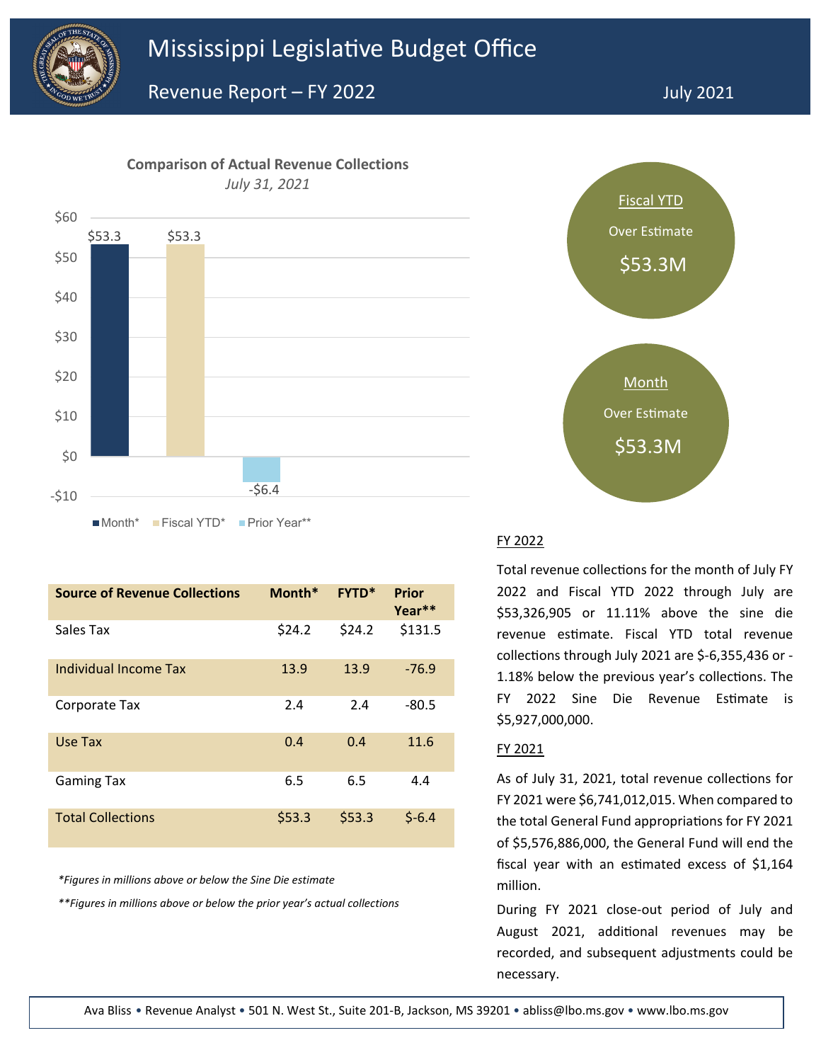# Mississippi Legislative Budget Office

## Revenue Report – FY 2022

July 2021

**Comparison of Actual Revenue Collections**

*July 31, 2021*

| | Month* | Fiscal YTD* | Prior Year** |
|---|---|---|---|
| Value | $53.3 | $53.3 | -$6.4 |

**Fiscal YTD** Over Estimate **$53.3M**

**Month** Over Estimate **$53.3M**

| Source of Revenue Collections | Month* | FYTD* | Prior Year** |
|---|---|---|---|
| Sales Tax | $24.2 | $24.2 | $131.5 |
| Individual Income Tax | 13.9 | 13.9 | -76.9 |
| Corporate Tax | 2.4 | 2.4 | -80.5 |
| Use Tax | 0.4 | 0.4 | 11.6 |
| Gaming Tax | 6.5 | 6.5 | 4.4 |
| Total Collections | $53.3 | $53.3 | $-6.4 |

*\*Figures in millions above or below the Sine Die estimate*

*\*\*Figures in millions above or below the prior year's actual collections*

### FY 2022

Total revenue collections for the month of July FY 2022 and Fiscal YTD 2022 through July are $53,326,905 or 11.11% above the sine die revenue estimate. Fiscal YTD total revenue collections through July 2021 are $-6,355,436 or -1.18% below the previous year's collections. The FY 2022 Sine Die Revenue Estimate is $5,927,000,000.

### FY 2021

As of July 31, 2021, total revenue collections for FY 2021 were $6,741,012,015. When compared to the total General Fund appropriations for FY 2021 of $5,576,886,000, the General Fund will end the fiscal year with an estimated excess of $1,164 million.

During FY 2021 close-out period of July and August 2021, additional revenues may be recorded, and subsequent adjustments could be necessary.

Ava Bliss • Revenue Analyst • 501 N. West St., Suite 201-B, Jackson, MS 39201 • abliss@lbo.ms.gov • www.lbo.ms.gov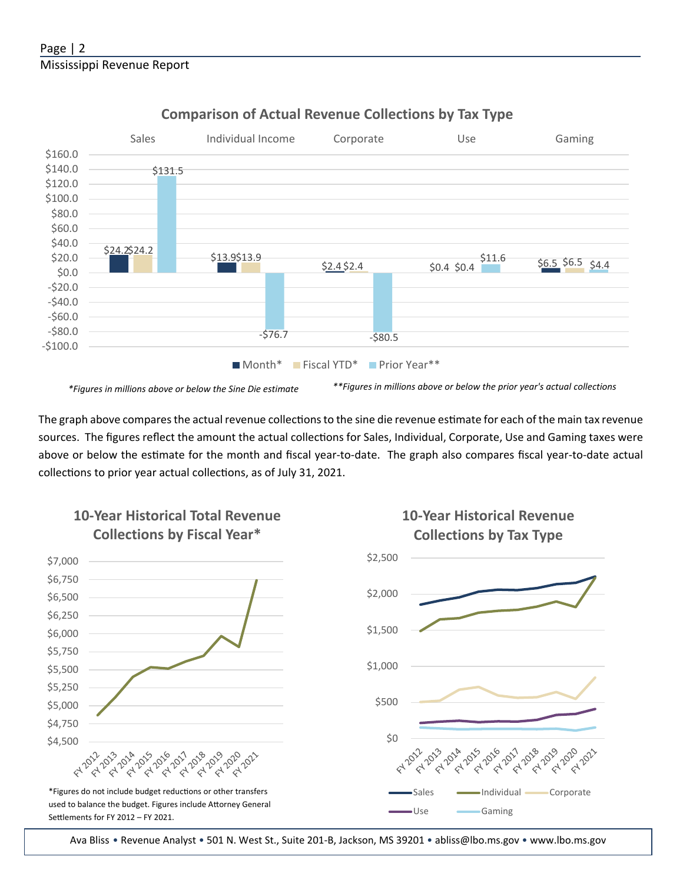## Comparison of Actual Revenue Collections by Tax Type

| | Sales | Individual Income | Corporate | Use | Gaming |
|---|---|---|---|---|---|
| Month* | $24.2 | $13.9 | $2.4 | $0.4 | $6.5 |
| Fiscal YTD* | $24.2 | $13.9 | $2.4 | $0.4 | $6.5 |
| Prior Year** | $131.5 | -$76.7 | -$80.5 | $11.6 | $4.4 |

*Figures in millions above or below the Sine Die estimate*

***Figures in millions above or below the prior year's actual collections*

The graph above compares the actual revenue collections to the sine die revenue estimate for each of the main tax revenue sources. The figures reflect the amount the actual collections for Sales, Individual, Corporate, Use and Gaming taxes were above or below the estimate for the month and fiscal year-to-date. The graph also compares fiscal year-to-date actual collections to prior year actual collections, as of July 31, 2021.

## 10-Year Historical Total Revenue Collections by Fiscal Year*

*Figures do not include budget reductions or other transfers used to balance the budget. Figures include Attorney General Settlements for FY 2012 – FY 2021.

## 10-Year Historical Revenue Collections by Tax Type

Sales, Individual, Corporate, Use, Gaming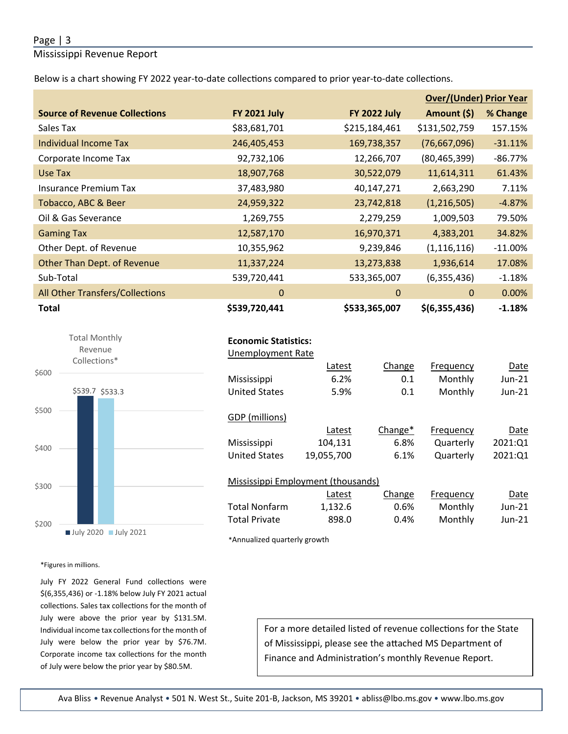Below is a chart showing FY 2022 year-to-date collections compared to prior year-to-date collections.

| Source of Revenue Collections | FY 2021 July | FY 2022 July | Over/(Under) Prior Year Amount ($) | % Change |
|---|---|---|---|---|
| Sales Tax | $83,681,701 | $215,184,461 | $131,502,759 | 157.15% |
| Individual Income Tax | 246,405,453 | 169,738,357 | (76,667,096) | -31.11% |
| Corporate Income Tax | 92,732,106 | 12,266,707 | (80,465,399) | -86.77% |
| Use Tax | 18,907,768 | 30,522,079 | 11,614,311 | 61.43% |
| Insurance Premium Tax | 37,483,980 | 40,147,271 | 2,663,290 | 7.11% |
| Tobacco, ABC & Beer | 24,959,322 | 23,742,818 | (1,216,505) | -4.87% |
| Oil & Gas Severance | 1,269,755 | 2,279,259 | 1,009,503 | 79.50% |
| Gaming Tax | 12,587,170 | 16,970,371 | 4,383,201 | 34.82% |
| Other Dept. of Revenue | 10,355,962 | 9,239,846 | (1,116,116) | -11.00% |
| Other Than Dept. of Revenue | 11,337,224 | 13,273,838 | 1,936,614 | 17.08% |
| Sub-Total | 539,720,441 | 533,365,007 | (6,355,436) | -1.18% |
| All Other Transfers/Collections | 0 | 0 | 0 | 0.00% |
| **Total** | **$539,720,441** | **$533,365,007** | **$(6,355,436)** | **-1.18%** |

Total Monthly Revenue Collections*

| | July 2020 | July 2021 |
|---|---|---|
| Total | $539.7 | $533.3 |

*Figures in millions.

July FY 2022 General Fund collections were $(6,355,436) or -1.18% below July FY 2021 actual collections. Sales tax collections for the month of July were above the prior year by $131.5M. Individual income tax collections for the month of July were below the prior year by $76.7M. Corporate income tax collections for the month of July were below the prior year by $80.5M.

**Economic Statistics:**

Unemployment Rate

| | Latest | Change | Frequency | Date |
|---|---|---|---|---|
| Mississippi | 6.2% | 0.1 | Monthly | Jun-21 |
| United States | 5.9% | 0.1 | Monthly | Jun-21 |

GDP (millions)

| | Latest | Change* | Frequency | Date |
|---|---|---|---|---|
| Mississippi | 104,131 | 6.8% | Quarterly | 2021:Q1 |
| United States | 19,055,700 | 6.1% | Quarterly | 2021:Q1 |

Mississippi Employment (thousands)

| | Latest | Change | Frequency | Date |
|---|---|---|---|---|
| Total Nonfarm | 1,132.6 | 0.6% | Monthly | Jun-21 |
| Total Private | 898.0 | 0.4% | Monthly | Jun-21 |

*Annualized quarterly growth

For a more detailed listed of revenue collections for the State of Mississippi, please see the attached MS Department of Finance and Administration's monthly Revenue Report.

Ava Bliss • Revenue Analyst • 501 N. West St., Suite 201-B, Jackson, MS 39201 • abliss@lbo.ms.gov • www.lbo.ms.gov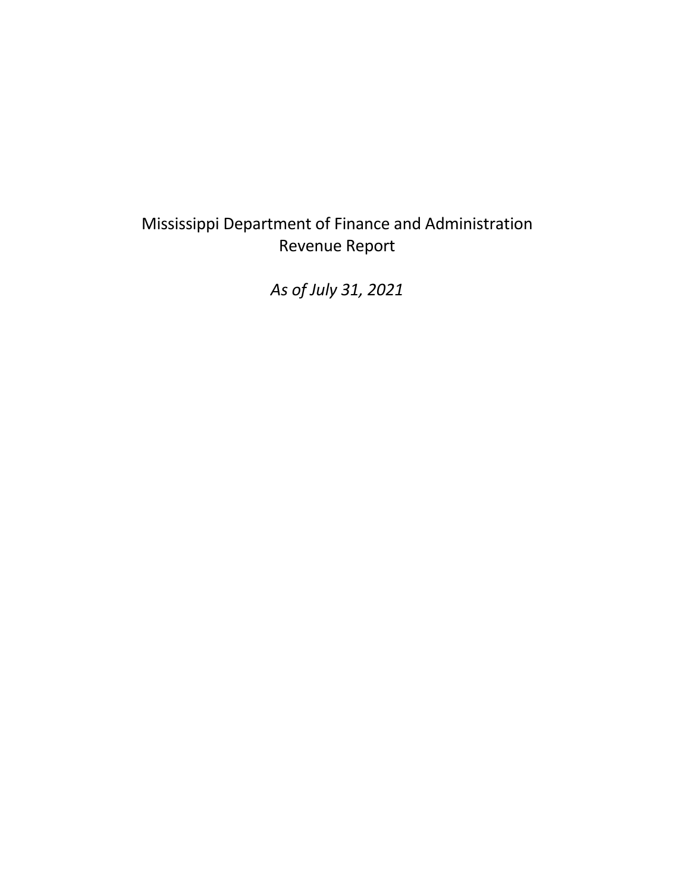Mississippi Department of Finance and Administration
Revenue Report

*As of July 31, 2021*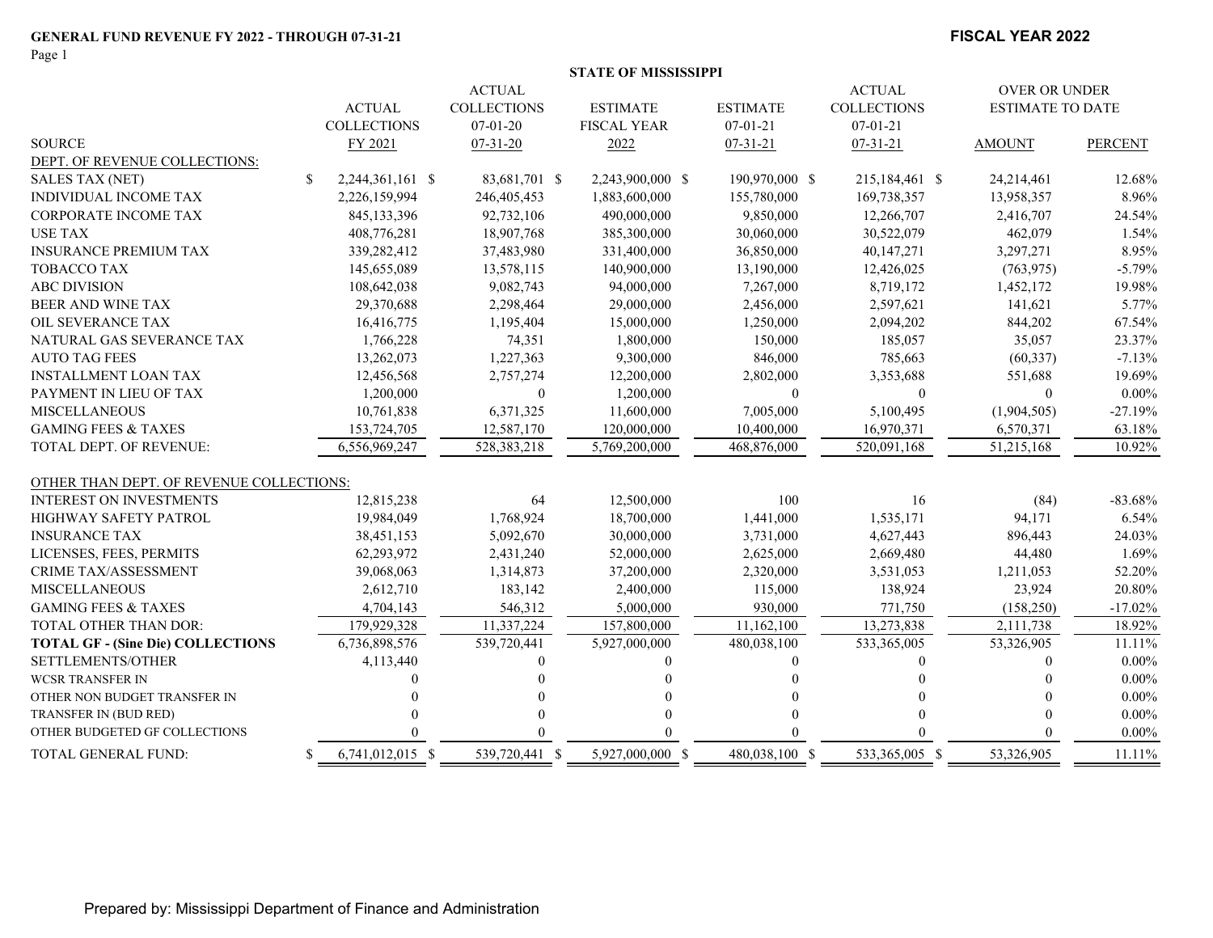**GENERAL FUND REVENUE FY 2022 - THROUGH 07-31-21**

**FISCAL YEAR 2022**

**STATE OF MISSISSIPPI**

| SOURCE | ACTUAL COLLECTIONS FY 2021 | ACTUAL COLLECTIONS 07-01-20 07-31-20 | ESTIMATE FISCAL YEAR 2022 | ESTIMATE 07-01-21 07-31-21 | ACTUAL COLLECTIONS 07-01-21 07-31-21 | OVER OR UNDER ESTIMATE TO DATE AMOUNT | PERCENT |
|---|---|---|---|---|---|---|---|
| DEPT. OF REVENUE COLLECTIONS: | | | | | | | |
| SALES TAX (NET) | $ 2,244,361,161 | $ 83,681,701 | $ 2,243,900,000 | $ 190,970,000 | $ 215,184,461 | $ 24,214,461 | 12.68% |
| INDIVIDUAL INCOME TAX | 2,226,159,994 | 246,405,453 | 1,883,600,000 | 155,780,000 | 169,738,357 | 13,958,357 | 8.96% |
| CORPORATE INCOME TAX | 845,133,396 | 92,732,106 | 490,000,000 | 9,850,000 | 12,266,707 | 2,416,707 | 24.54% |
| USE TAX | 408,776,281 | 18,907,768 | 385,300,000 | 30,060,000 | 30,522,079 | 462,079 | 1.54% |
| INSURANCE PREMIUM TAX | 339,282,412 | 37,483,980 | 331,400,000 | 36,850,000 | 40,147,271 | 3,297,271 | 8.95% |
| TOBACCO TAX | 145,655,089 | 13,578,115 | 140,900,000 | 13,190,000 | 12,426,025 | (763,975) | -5.79% |
| ABC DIVISION | 108,642,038 | 9,082,743 | 94,000,000 | 7,267,000 | 8,719,172 | 1,452,172 | 19.98% |
| BEER AND WINE TAX | 29,370,688 | 2,298,464 | 29,000,000 | 2,456,000 | 2,597,621 | 141,621 | 5.77% |
| OIL SEVERANCE TAX | 16,416,775 | 1,195,404 | 15,000,000 | 1,250,000 | 2,094,202 | 844,202 | 67.54% |
| NATURAL GAS SEVERANCE TAX | 1,766,228 | 74,351 | 1,800,000 | 150,000 | 185,057 | 35,057 | 23.37% |
| AUTO TAG FEES | 13,262,073 | 1,227,363 | 9,300,000 | 846,000 | 785,663 | (60,337) | -7.13% |
| INSTALLMENT LOAN TAX | 12,456,568 | 2,757,274 | 12,200,000 | 2,802,000 | 3,353,688 | 551,688 | 19.69% |
| PAYMENT IN LIEU OF TAX | 1,200,000 | 0 | 1,200,000 | 0 | 0 | 0 | 0.00% |
| MISCELLANEOUS | 10,761,838 | 6,371,325 | 11,600,000 | 7,005,000 | 5,100,495 | (1,904,505) | -27.19% |
| GAMING FEES & TAXES | 153,724,705 | 12,587,170 | 120,000,000 | 10,400,000 | 16,970,371 | 6,570,371 | 63.18% |
| TOTAL DEPT. OF REVENUE: | 6,556,969,247 | 528,383,218 | 5,769,200,000 | 468,876,000 | 520,091,168 | 51,215,168 | 10.92% |
| OTHER THAN DEPT. OF REVENUE COLLECTIONS: | | | | | | | |
| INTEREST ON INVESTMENTS | 12,815,238 | 64 | 12,500,000 | 100 | 16 | (84) | -83.68% |
| HIGHWAY SAFETY PATROL | 19,984,049 | 1,768,924 | 18,700,000 | 1,441,000 | 1,535,171 | 94,171 | 6.54% |
| INSURANCE TAX | 38,451,153 | 5,092,670 | 30,000,000 | 3,731,000 | 4,627,443 | 896,443 | 24.03% |
| LICENSES, FEES, PERMITS | 62,293,972 | 2,431,240 | 52,000,000 | 2,625,000 | 2,669,480 | 44,480 | 1.69% |
| CRIME TAX/ASSESSMENT | 39,068,063 | 1,314,873 | 37,200,000 | 2,320,000 | 3,531,053 | 1,211,053 | 52.20% |
| MISCELLANEOUS | 2,612,710 | 183,142 | 2,400,000 | 115,000 | 138,924 | 23,924 | 20.80% |
| GAMING FEES & TAXES | 4,704,143 | 546,312 | 5,000,000 | 930,000 | 771,750 | (158,250) | -17.02% |
| TOTAL OTHER THAN DOR: | 179,929,328 | 11,337,224 | 157,800,000 | 11,162,100 | 13,273,838 | 2,111,738 | 18.92% |
| **TOTAL GF - (Sine Die) COLLECTIONS** | 6,736,898,576 | 539,720,441 | 5,927,000,000 | 480,038,100 | 533,365,005 | 53,326,905 | 11.11% |
| SETTLEMENTS/OTHER | 4,113,440 | 0 | 0 | 0 | 0 | 0 | 0.00% |
| WCSR TRANSFER IN | 0 | 0 | 0 | 0 | 0 | 0 | 0.00% |
| OTHER NON BUDGET TRANSFER IN | 0 | 0 | 0 | 0 | 0 | 0 | 0.00% |
| TRANSFER IN (BUD RED) | 0 | 0 | 0 | 0 | 0 | 0 | 0.00% |
| OTHER BUDGETED GF COLLECTIONS | 0 | 0 | 0 | 0 | 0 | 0 | 0.00% |
| TOTAL GENERAL FUND: | $ 6,741,012,015 | $ 539,720,441 | $ 5,927,000,000 | $ 480,038,100 | $ 533,365,005 | $ 53,326,905 | 11.11% |

Prepared by: Mississippi Department of Finance and Administration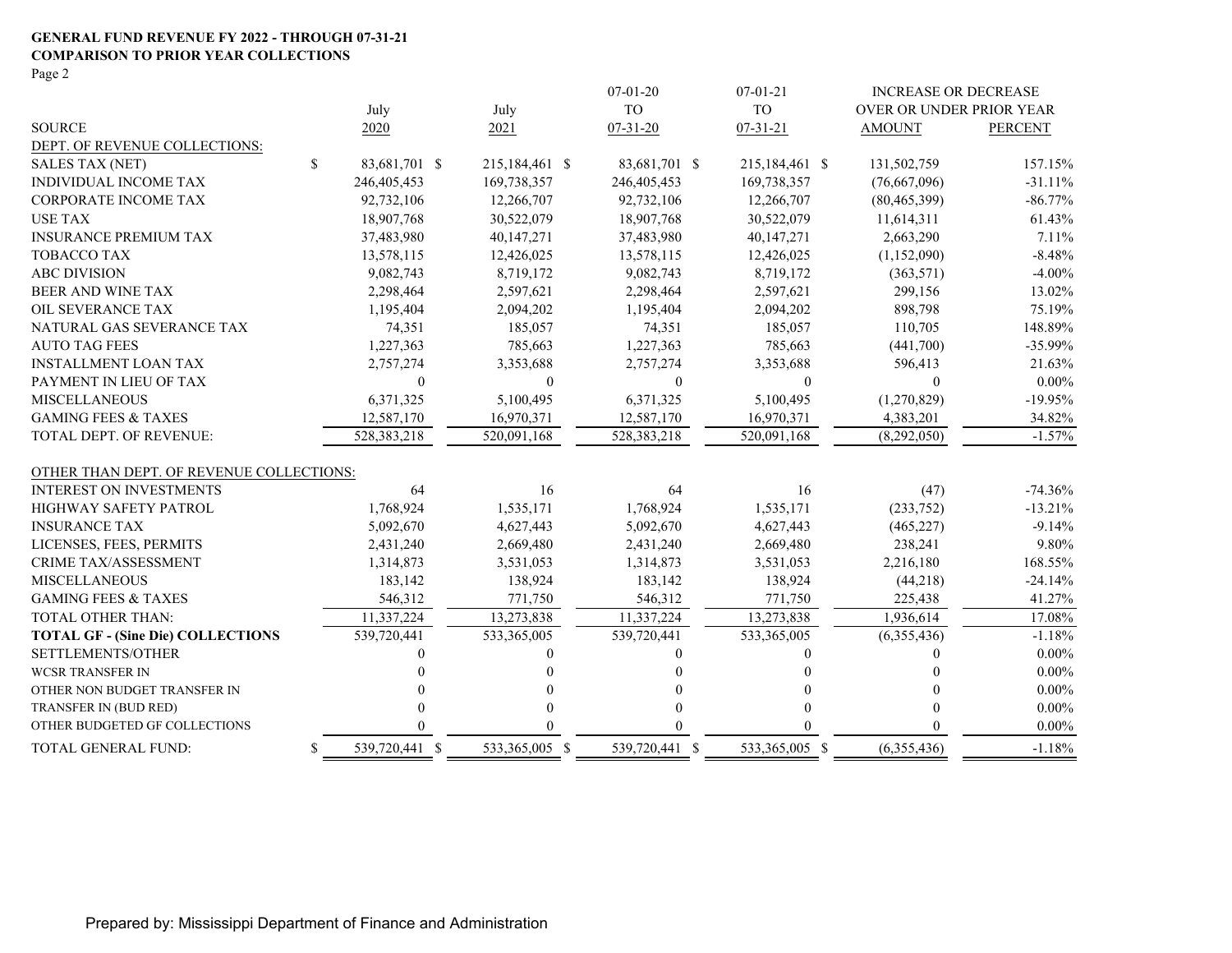**GENERAL FUND REVENUE FY 2022 - THROUGH 07-31-21**
**COMPARISON TO PRIOR YEAR COLLECTIONS**
Page 2

| SOURCE | July 2020 | July 2021 | 07-01-20 TO 07-31-20 | 07-01-21 TO 07-31-21 | INCREASE OR DECREASE OVER OR UNDER PRIOR YEAR AMOUNT | PERCENT |
|---|---|---|---|---|---|---|
| DEPT. OF REVENUE COLLECTIONS: | | | | | | |
| SALES TAX (NET) | $ 83,681,701 | $ 215,184,461 | $ 83,681,701 | $ 215,184,461 | $ 131,502,759 | 157.15% |
| INDIVIDUAL INCOME TAX | 246,405,453 | 169,738,357 | 246,405,453 | 169,738,357 | (76,667,096) | -31.11% |
| CORPORATE INCOME TAX | 92,732,106 | 12,266,707 | 92,732,106 | 12,266,707 | (80,465,399) | -86.77% |
| USE TAX | 18,907,768 | 30,522,079 | 18,907,768 | 30,522,079 | 11,614,311 | 61.43% |
| INSURANCE PREMIUM TAX | 37,483,980 | 40,147,271 | 37,483,980 | 40,147,271 | 2,663,290 | 7.11% |
| TOBACCO TAX | 13,578,115 | 12,426,025 | 13,578,115 | 12,426,025 | (1,152,090) | -8.48% |
| ABC DIVISION | 9,082,743 | 8,719,172 | 9,082,743 | 8,719,172 | (363,571) | -4.00% |
| BEER AND WINE TAX | 2,298,464 | 2,597,621 | 2,298,464 | 2,597,621 | 299,156 | 13.02% |
| OIL SEVERANCE TAX | 1,195,404 | 2,094,202 | 1,195,404 | 2,094,202 | 898,798 | 75.19% |
| NATURAL GAS SEVERANCE TAX | 74,351 | 185,057 | 74,351 | 185,057 | 110,705 | 148.89% |
| AUTO TAG FEES | 1,227,363 | 785,663 | 1,227,363 | 785,663 | (441,700) | -35.99% |
| INSTALLMENT LOAN TAX | 2,757,274 | 3,353,688 | 2,757,274 | 3,353,688 | 596,413 | 21.63% |
| PAYMENT IN LIEU OF TAX | 0 | 0 | 0 | 0 | 0 | 0.00% |
| MISCELLANEOUS | 6,371,325 | 5,100,495 | 6,371,325 | 5,100,495 | (1,270,829) | -19.95% |
| GAMING FEES & TAXES | 12,587,170 | 16,970,371 | 12,587,170 | 16,970,371 | 4,383,201 | 34.82% |
| TOTAL DEPT. OF REVENUE: | 528,383,218 | 520,091,168 | 528,383,218 | 520,091,168 | (8,292,050) | -1.57% |
| OTHER THAN DEPT. OF REVENUE COLLECTIONS: | | | | | | |
| INTEREST ON INVESTMENTS | 64 | 16 | 64 | 16 | (47) | -74.36% |
| HIGHWAY SAFETY PATROL | 1,768,924 | 1,535,171 | 1,768,924 | 1,535,171 | (233,752) | -13.21% |
| INSURANCE TAX | 5,092,670 | 4,627,443 | 5,092,670 | 4,627,443 | (465,227) | -9.14% |
| LICENSES, FEES, PERMITS | 2,431,240 | 2,669,480 | 2,431,240 | 2,669,480 | 238,241 | 9.80% |
| CRIME TAX/ASSESSMENT | 1,314,873 | 3,531,053 | 1,314,873 | 3,531,053 | 2,216,180 | 168.55% |
| MISCELLANEOUS | 183,142 | 138,924 | 183,142 | 138,924 | (44,218) | -24.14% |
| GAMING FEES & TAXES | 546,312 | 771,750 | 546,312 | 771,750 | 225,438 | 41.27% |
| TOTAL OTHER THAN: | 11,337,224 | 13,273,838 | 11,337,224 | 13,273,838 | 1,936,614 | 17.08% |
| **TOTAL GF - (Sine Die) COLLECTIONS** | 539,720,441 | 533,365,005 | 539,720,441 | 533,365,005 | (6,355,436) | -1.18% |
| SETTLEMENTS/OTHER | 0 | 0 | 0 | 0 | 0 | 0.00% |
| WCSR TRANSFER IN | 0 | 0 | 0 | 0 | 0 | 0.00% |
| OTHER NON BUDGET TRANSFER IN | 0 | 0 | 0 | 0 | 0 | 0.00% |
| TRANSFER IN (BUD RED) | 0 | 0 | 0 | 0 | 0 | 0.00% |
| OTHER BUDGETED GF COLLECTIONS | 0 | 0 | 0 | 0 | 0 | 0.00% |
| TOTAL GENERAL FUND: | $ 539,720,441 | $ 533,365,005 | $ 539,720,441 | $ 533,365,005 | $ (6,355,436) | -1.18% |

Prepared by: Mississippi Department of Finance and Administration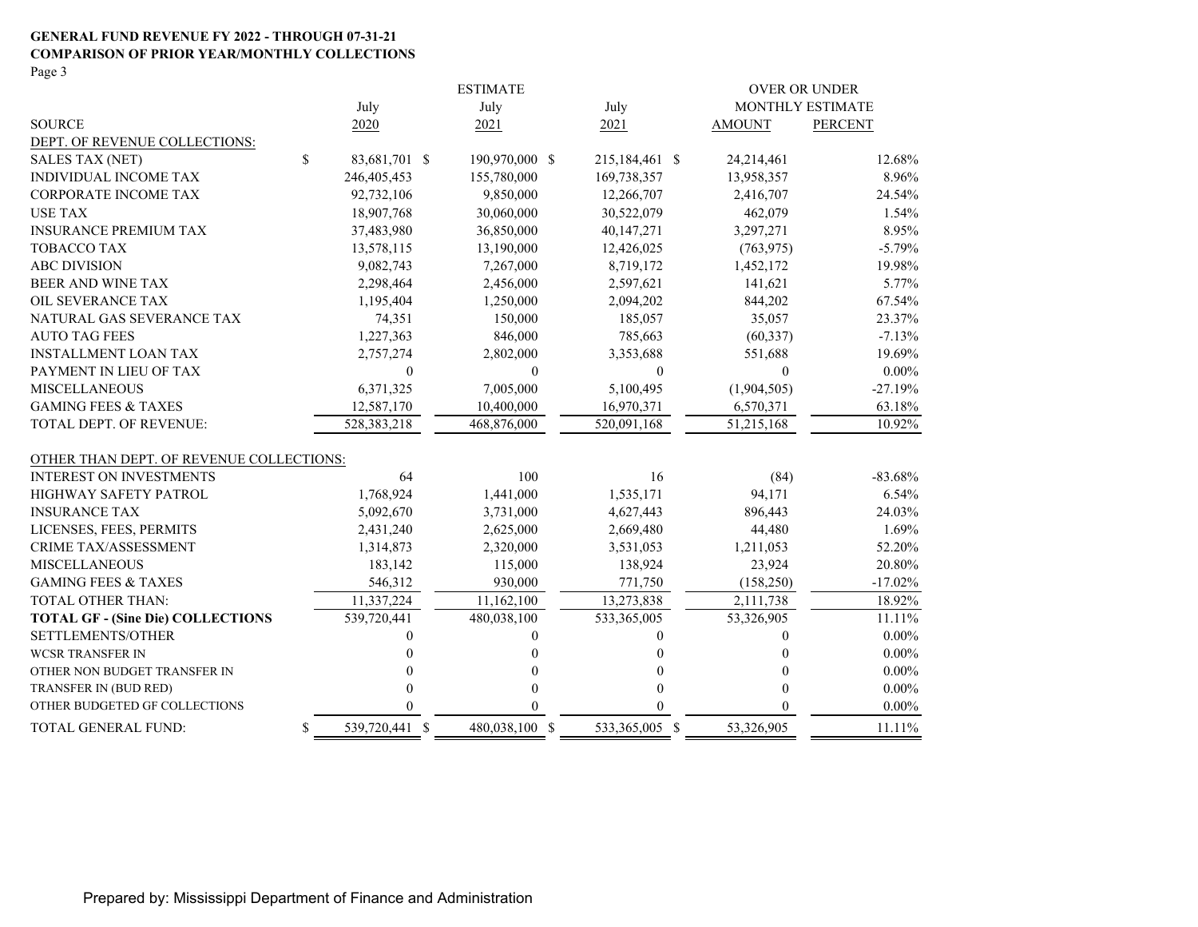**GENERAL FUND REVENUE FY 2022 - THROUGH 07-31-21**
**COMPARISON OF PRIOR YEAR/MONTHLY COLLECTIONS**
Page 3

| SOURCE | July 2020 | ESTIMATE July 2021 | July 2021 | OVER OR UNDER MONTHLY ESTIMATE AMOUNT | PERCENT |
|---|---|---|---|---|---|
| DEPT. OF REVENUE COLLECTIONS: | | | | | |
| SALES TAX (NET) | $ 83,681,701 | $ 190,970,000 | $ 215,184,461 | $ 24,214,461 | 12.68% |
| INDIVIDUAL INCOME TAX | 246,405,453 | 155,780,000 | 169,738,357 | 13,958,357 | 8.96% |
| CORPORATE INCOME TAX | 92,732,106 | 9,850,000 | 12,266,707 | 2,416,707 | 24.54% |
| USE TAX | 18,907,768 | 30,060,000 | 30,522,079 | 462,079 | 1.54% |
| INSURANCE PREMIUM TAX | 37,483,980 | 36,850,000 | 40,147,271 | 3,297,271 | 8.95% |
| TOBACCO TAX | 13,578,115 | 13,190,000 | 12,426,025 | (763,975) | -5.79% |
| ABC DIVISION | 9,082,743 | 7,267,000 | 8,719,172 | 1,452,172 | 19.98% |
| BEER AND WINE TAX | 2,298,464 | 2,456,000 | 2,597,621 | 141,621 | 5.77% |
| OIL SEVERANCE TAX | 1,195,404 | 1,250,000 | 2,094,202 | 844,202 | 67.54% |
| NATURAL GAS SEVERANCE TAX | 74,351 | 150,000 | 185,057 | 35,057 | 23.37% |
| AUTO TAG FEES | 1,227,363 | 846,000 | 785,663 | (60,337) | -7.13% |
| INSTALLMENT LOAN TAX | 2,757,274 | 2,802,000 | 3,353,688 | 551,688 | 19.69% |
| PAYMENT IN LIEU OF TAX | 0 | 0 | 0 | 0 | 0.00% |
| MISCELLANEOUS | 6,371,325 | 7,005,000 | 5,100,495 | (1,904,505) | -27.19% |
| GAMING FEES & TAXES | 12,587,170 | 10,400,000 | 16,970,371 | 6,570,371 | 63.18% |
| TOTAL DEPT. OF REVENUE: | 528,383,218 | 468,876,000 | 520,091,168 | 51,215,168 | 10.92% |
| OTHER THAN DEPT. OF REVENUE COLLECTIONS: | | | | | |
| INTEREST ON INVESTMENTS | 64 | 100 | 16 | (84) | -83.68% |
| HIGHWAY SAFETY PATROL | 1,768,924 | 1,441,000 | 1,535,171 | 94,171 | 6.54% |
| INSURANCE TAX | 5,092,670 | 3,731,000 | 4,627,443 | 896,443 | 24.03% |
| LICENSES, FEES, PERMITS | 2,431,240 | 2,625,000 | 2,669,480 | 44,480 | 1.69% |
| CRIME TAX/ASSESSMENT | 1,314,873 | 2,320,000 | 3,531,053 | 1,211,053 | 52.20% |
| MISCELLANEOUS | 183,142 | 115,000 | 138,924 | 23,924 | 20.80% |
| GAMING FEES & TAXES | 546,312 | 930,000 | 771,750 | (158,250) | -17.02% |
| TOTAL OTHER THAN: | 11,337,224 | 11,162,100 | 13,273,838 | 2,111,738 | 18.92% |
| **TOTAL GF - (Sine Die) COLLECTIONS** | 539,720,441 | 480,038,100 | 533,365,005 | 53,326,905 | 11.11% |
| SETTLEMENTS/OTHER | 0 | 0 | 0 | 0 | 0.00% |
| WCSR TRANSFER IN | 0 | 0 | 0 | 0 | 0.00% |
| OTHER NON BUDGET TRANSFER IN | 0 | 0 | 0 | 0 | 0.00% |
| TRANSFER IN (BUD RED) | 0 | 0 | 0 | 0 | 0.00% |
| OTHER BUDGETED GF COLLECTIONS | 0 | 0 | 0 | 0 | 0.00% |
| TOTAL GENERAL FUND: | $ 539,720,441 | $ 480,038,100 | $ 533,365,005 | $ 53,326,905 | 11.11% |

Prepared by: Mississippi Department of Finance and Administration